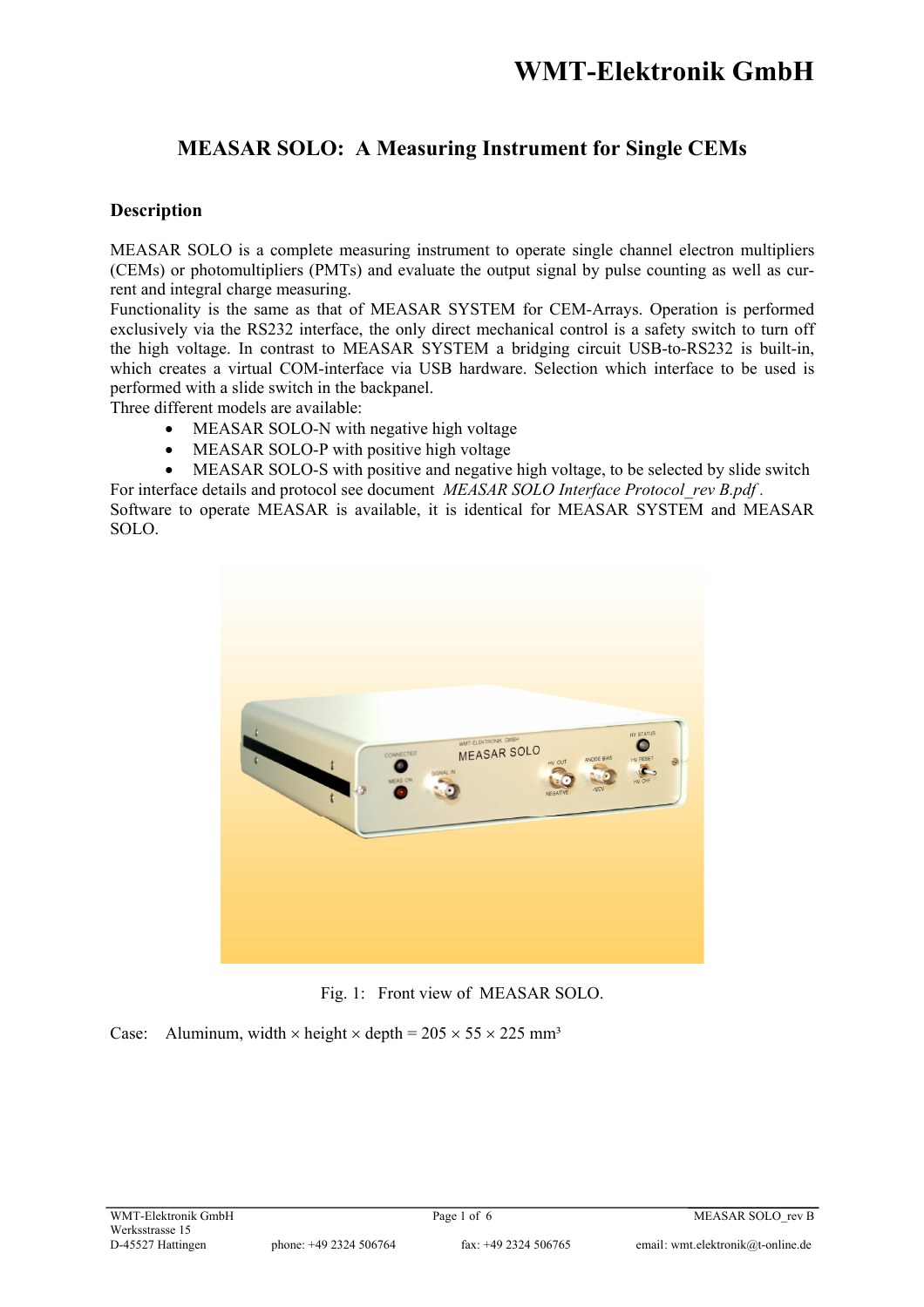# WMT-Elektronik GmbH

## MEASAR SOLO: A Measuring Instrument for Single CEMs

### Description

MEASAR SOLO is a complete measuring instrument to operate single channel electron multipliers (CEMs) or photomultipliers (PMTs) and evaluate the output signal by pulse counting as well as current and integral charge measuring.
Functionality is the same as that of MEASAR SYSTEM for CEM-Arrays. Operation is performed exclusively via the RS232 interface, the only direct mechanical control is a safety switch to turn off the high voltage. In contrast to MEASAR SYSTEM a bridging circuit USB-to-RS232 is built-in, which creates a virtual COM-interface via USB hardware. Selection which interface to be used is performed with a slide switch in the backpanel.
Three different models are available:

- MEASAR SOLO-N with negative high voltage
- MEASAR SOLO-P with positive high voltage
- MEASAR SOLO-S with positive and negative high voltage, to be selected by slide switch

For interface details and protocol see document *MEASAR SOLO Interface Protocol_rev B.pdf* .
Software to operate MEASAR is available, it is identical for MEASAR SYSTEM and MEASAR SOLO.

Fig. 1: Front view of MEASAR SOLO.

Case: Aluminum, width × height × depth = 205 × 55 × 225 mm³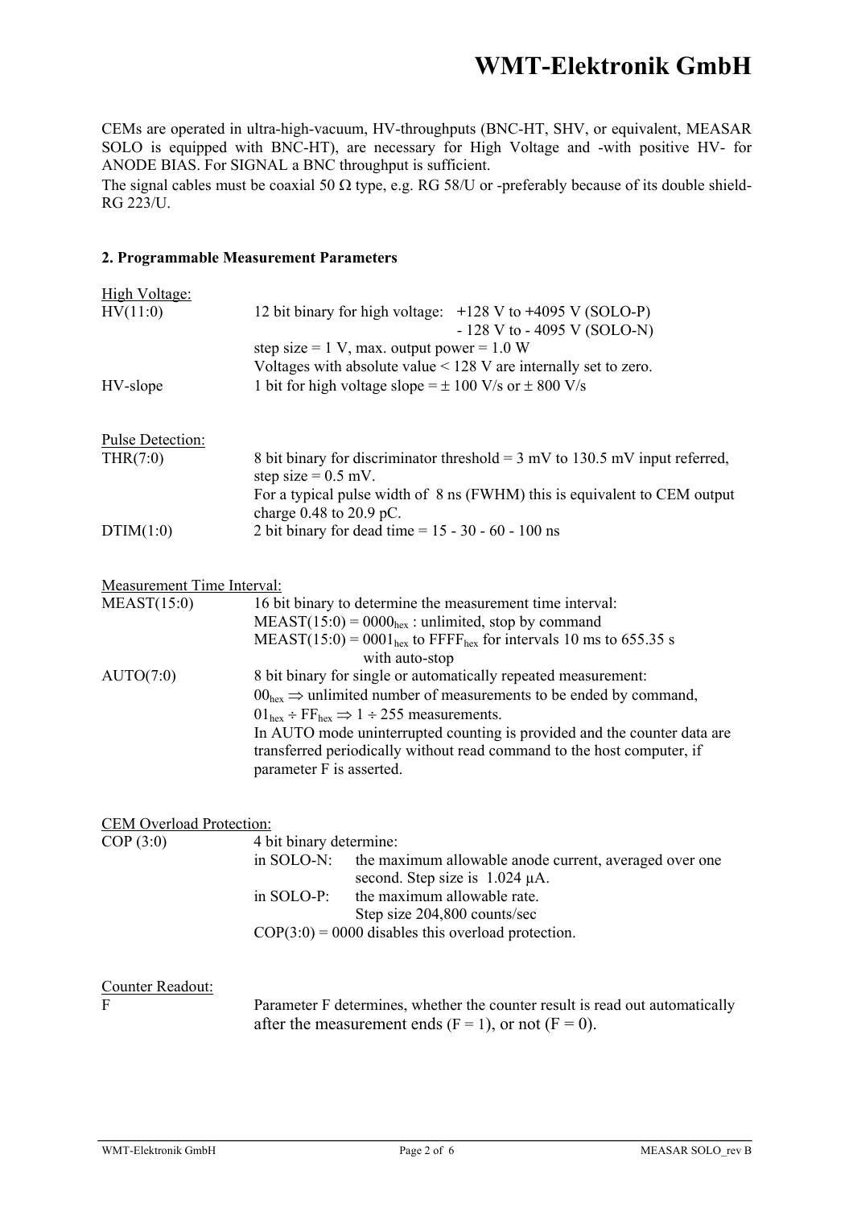CEMs are operated in ultra-high-vacuum, HV-throughputs (BNC-HT, SHV, or equivalent, MEASAR SOLO is equipped with BNC-HT), are necessary for High Voltage and -with positive HV- for ANODE BIAS. For SIGNAL a BNC throughput is sufficient.
The signal cables must be coaxial 50 Ω type, e.g. RG 58/U or -preferably because of its double shield- RG 223/U.

### 2. Programmable Measurement Parameters

<u>High Voltage:</u>

| | |
|---|---|
| HV(11:0) | 12 bit binary for high voltage: +128 V to +4095 V (SOLO-P)<br>- 128 V to - 4095 V (SOLO-N)<br>step size = 1 V, max. output power = 1.0 W<br>Voltages with absolute value < 128 V are internally set to zero. |
| HV-slope | 1 bit for high voltage slope = ± 100 V/s or ± 800 V/s |

<u>Pulse Detection:</u>

| | |
|---|---|
| THR(7:0) | 8 bit binary for discriminator threshold = 3 mV to 130.5 mV input referred, step size = 0.5 mV.<br>For a typical pulse width of 8 ns (FWHM) this is equivalent to CEM output charge 0.48 to 20.9 pC. |
| DTIM(1:0) | 2 bit binary for dead time = 15 - 30 - 60 - 100 ns |

<u>Measurement Time Interval:</u>

| | |
|---|---|
| MEAST(15:0) | 16 bit binary to determine the measurement time interval:<br>MEAST(15:0) = $0000_{hex}$ : unlimited, stop by command<br>MEAST(15:0) = $0001_{hex}$ to $FFFF_{hex}$ for intervals 10 ms to 655.35 s with auto-stop |
| AUTO(7:0) | 8 bit binary for single or automatically repeated measurement:<br>$00_{hex} \Rightarrow$ unlimited number of measurements to be ended by command,<br>$01_{hex} \div FF_{hex} \Rightarrow 1 \div 255$ measurements.<br>In AUTO mode uninterrupted counting is provided and the counter data are transferred periodically without read command to the host computer, if parameter F is asserted. |

<u>CEM Overload Protection:</u>

| | |
|---|---|
| COP (3:0) | 4 bit binary determine:<br>in SOLO-N: the maximum allowable anode current, averaged over one second. Step size is 1.024 µA.<br>in SOLO-P: the maximum allowable rate. Step size 204,800 counts/sec<br>COP(3:0) = 0000 disables this overload protection. |

<u>Counter Readout:</u>

| | |
|---|---|
| F | Parameter F determines, whether the counter result is read out automatically after the measurement ends (F = 1), or not (F = 0). |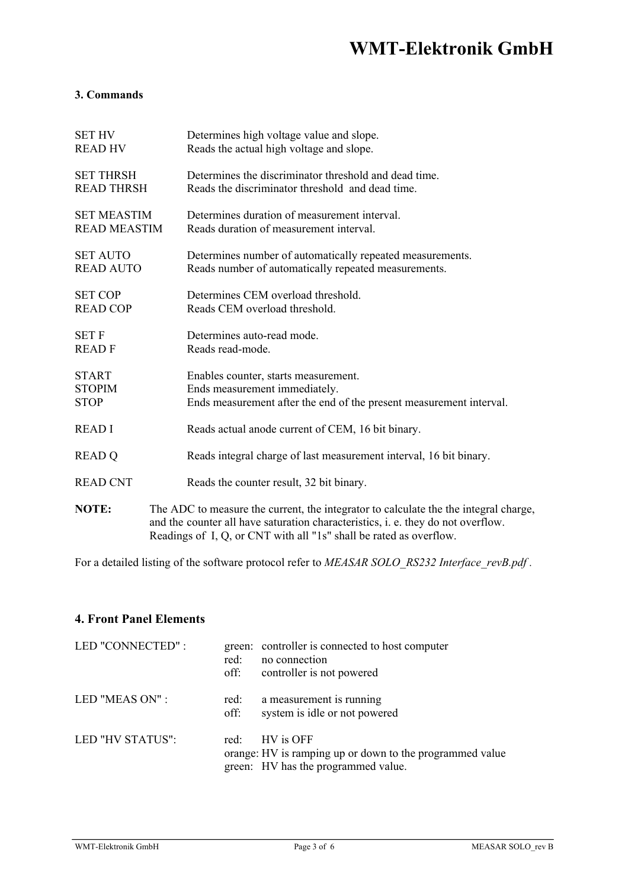### 3. Commands

| | |
|---|---|
| SET HV | Determines high voltage value and slope. |
| READ HV | Reads the actual high voltage and slope. |
| SET THRSH | Determines the discriminator threshold and dead time. |
| READ THRSH | Reads the discriminator threshold and dead time. |
| SET MEASTIM | Determines duration of measurement interval. |
| READ MEASTIM | Reads duration of measurement interval. |
| SET AUTO | Determines number of automatically repeated measurements. |
| READ AUTO | Reads number of automatically repeated measurements. |
| SET COP | Determines CEM overload threshold. |
| READ COP | Reads CEM overload threshold. |
| SET F | Determines auto-read mode. |
| READ F | Reads read-mode. |
| START | Enables counter, starts measurement. |
| STOPIM | Ends measurement immediately. |
| STOP | Ends measurement after the end of the present measurement interval. |
| READ I | Reads actual anode current of CEM, 16 bit binary. |
| READ Q | Reads integral charge of last measurement interval, 16 bit binary. |
| READ CNT | Reads the counter result, 32 bit binary. |

**NOTE:** The ADC to measure the current, the integrator to calculate the the integral charge, and the counter all have saturation characteristics, i. e. they do not overflow. Readings of I, Q, or CNT with all "1s" shall be rated as overflow.

For a detailed listing of the software protocol refer to *MEASAR SOLO_RS232 Interface_revB.pdf* .

### 4. Front Panel Elements

LED "CONNECTED" :
- green: controller is connected to host computer
- red: no connection
- off: controller is not powered

LED "MEAS ON" :
- red: a measurement is running
- off: system is idle or not powered

LED "HV STATUS":
- red: HV is OFF
- orange: HV is ramping up or down to the programmed value
- green: HV has the programmed value.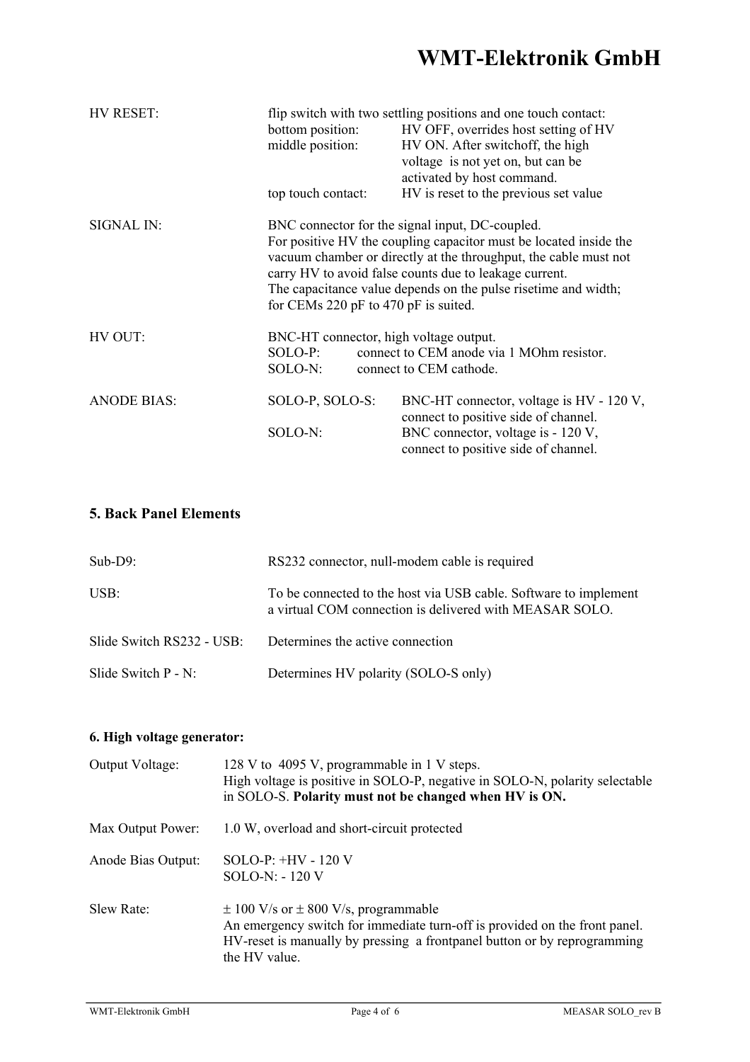| | | |
|---|---|---|
| HV RESET: | flip switch with two settling positions and one touch contact: | |
| | bottom position: | HV OFF, overrides host setting of HV |
| | middle position: | HV ON. After switchoff, the high voltage is not yet on, but can be activated by host command. |
| | top touch contact: | HV is reset to the previous set value |

SIGNAL IN: BNC connector for the signal input, DC-coupled.
For positive HV the coupling capacitor must be located inside the vacuum chamber or directly at the throughput, the cable must not carry HV to avoid false counts due to leakage current.
The capacitance value depends on the pulse risetime and width; for CEMs 220 pF to 470 pF is suited.

HV OUT: BNC-HT connector, high voltage output.
SOLO-P: connect to CEM anode via 1 MOhm resistor.
SOLO-N: connect to CEM cathode.

| | | |
|---|---|---|
| ANODE BIAS: | SOLO-P, SOLO-S: | BNC-HT connector, voltage is HV - 120 V, connect to positive side of channel. |
| | SOLO-N: | BNC connector, voltage is - 120 V, connect to positive side of channel. |

## 5. Back Panel Elements

| | |
|---|---|
| Sub-D9: | RS232 connector, null-modem cable is required |
| USB: | To be connected to the host via USB cable. Software to implement a virtual COM connection is delivered with MEASAR SOLO. |
| Slide Switch RS232 - USB: | Determines the active connection |
| Slide Switch P - N: | Determines HV polarity (SOLO-S only) |

## 6. High voltage generator:

| | |
|---|---|
| Output Voltage: | 128 V to 4095 V, programmable in 1 V steps. High voltage is positive in SOLO-P, negative in SOLO-N, polarity selectable in SOLO-S. **Polarity must not be changed when HV is ON.** |
| Max Output Power: | 1.0 W, overload and short-circuit protected |
| Anode Bias Output: | SOLO-P: +HV - 120 V<br>SOLO-N: - 120 V |
| Slew Rate: | ± 100 V/s or ± 800 V/s, programmable<br>An emergency switch for immediate turn-off is provided on the front panel. HV-reset is manually by pressing a frontpanel button or by reprogramming the HV value. |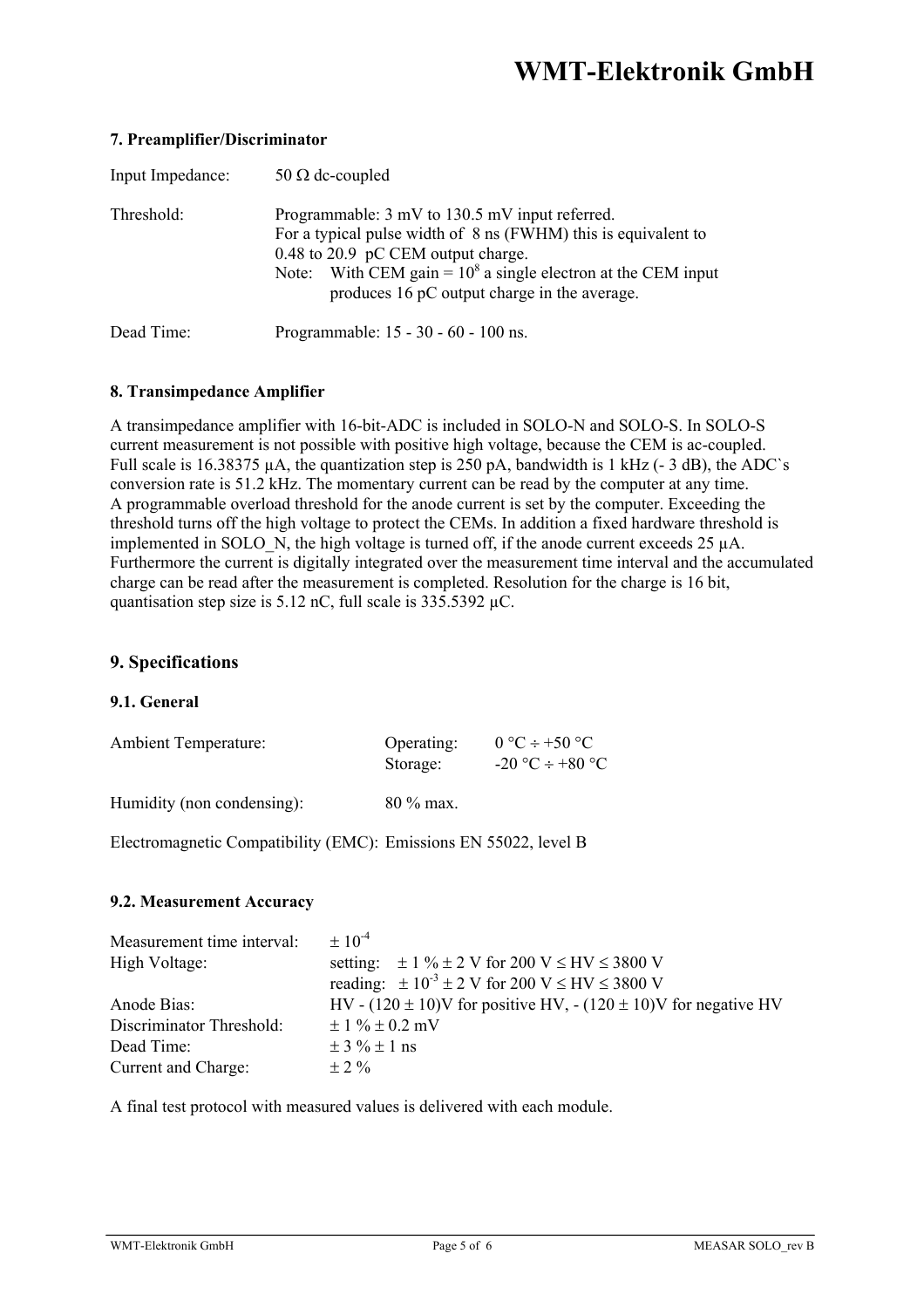### 7. Preamplifier/Discriminator

| | |
|---|---|
| Input Impedance: | 50 Ω dc-coupled |
| Threshold: | Programmable: 3 mV to 130.5 mV input referred. For a typical pulse width of 8 ns (FWHM) this is equivalent to 0.48 to 20.9 pC CEM output charge. Note: With CEM gain = $10^8$ a single electron at the CEM input produces 16 pC output charge in the average. |
| Dead Time: | Programmable: 15 - 30 - 60 - 100 ns. |

### 8. Transimpedance Amplifier

A transimpedance amplifier with 16-bit-ADC is included in SOLO-N and SOLO-S. In SOLO-S current measurement is not possible with positive high voltage, because the CEM is ac-coupled. Full scale is 16.38375 µA, the quantization step is 250 pA, bandwidth is 1 kHz (- 3 dB), the ADC`s conversion rate is 51.2 kHz. The momentary current can be read by the computer at any time. A programmable overload threshold for the anode current is set by the computer. Exceeding the threshold turns off the high voltage to protect the CEMs. In addition a fixed hardware threshold is implemented in SOLO_N, the high voltage is turned off, if the anode current exceeds 25 µA. Furthermore the current is digitally integrated over the measurement time interval and the accumulated charge can be read after the measurement is completed. Resolution for the charge is 16 bit, quantisation step size is 5.12 nC, full scale is 335.5392 µC.

## 9. Specifications

### 9.1. General

| | | |
|---|---|---|
| Ambient Temperature: | Operating: | 0 °C ÷ +50 °C |
| | Storage: | -20 °C ÷ +80 °C |
| Humidity (non condensing): | 80 % max. | |

Electromagnetic Compatibility (EMC): Emissions EN 55022, level B

### 9.2. Measurement Accuracy

| | |
|---|---|
| Measurement time interval: | $\pm 10^{-4}$ |
| High Voltage: | setting: ± 1 % ± 2 V for 200 V ≤ HV ≤ 3800 V |
| | reading: $\pm 10^{-3}$ ± 2 V for 200 V ≤ HV ≤ 3800 V |
| Anode Bias: | HV - (120 ± 10)V for positive HV, - (120 ± 10)V for negative HV |
| Discriminator Threshold: | ± 1 % ± 0.2 mV |
| Dead Time: | ± 3 % ± 1 ns |
| Current and Charge: | ± 2 % |

A final test protocol with measured values is delivered with each module.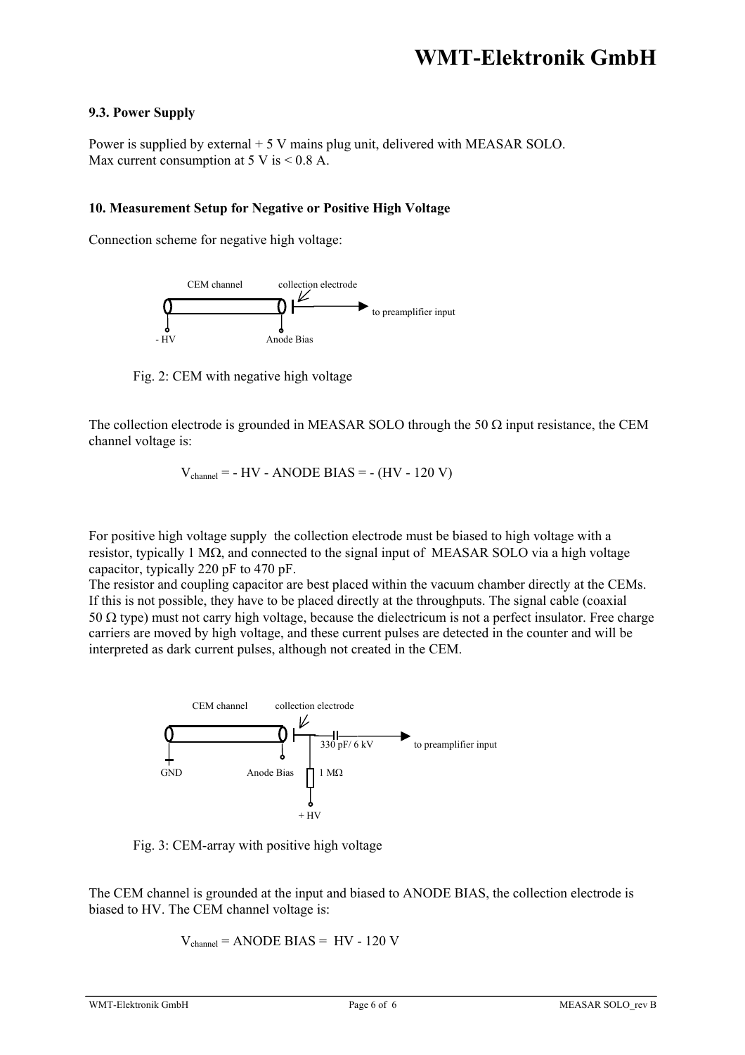### 9.3. Power Supply

Power is supplied by external + 5 V mains plug unit, delivered with MEASAR SOLO.
Max current consumption at 5 V is < 0.8 A.

### 10. Measurement Setup for Negative or Positive High Voltage

Connection scheme for negative high voltage:

CEM channel
collection electrode
to preamplifier input
- HV
Anode Bias

Fig. 2: CEM with negative high voltage

The collection electrode is grounded in MEASAR SOLO through the 50 Ω input resistance, the CEM channel voltage is:

$$V_{channel} = - \text{HV} - \text{ANODE BIAS} = - (\text{HV} - 120\ \text{V})$$

For positive high voltage supply the collection electrode must be biased to high voltage with a resistor, typically 1 MΩ, and connected to the signal input of MEASAR SOLO via a high voltage capacitor, typically 220 pF to 470 pF.
The resistor and coupling capacitor are best placed within the vacuum chamber directly at the CEMs. If this is not possible, they have to be placed directly at the throughputs. The signal cable (coaxial 50 Ω type) must not carry high voltage, because the dielectricum is not a perfect insulator. Free charge carriers are moved by high voltage, and these current pulses are detected in the counter and will be interpreted as dark current pulses, although not created in the CEM.

CEM channel
collection electrode
330 pF/ 6 kV
to preamplifier input
GND
Anode Bias
1 MΩ
+ HV

Fig. 3: CEM-array with positive high voltage

The CEM channel is grounded at the input and biased to ANODE BIAS, the collection electrode is biased to HV. The CEM channel voltage is:

$$V_{channel} = \text{ANODE BIAS} = \text{HV} - 120\ \text{V}$$